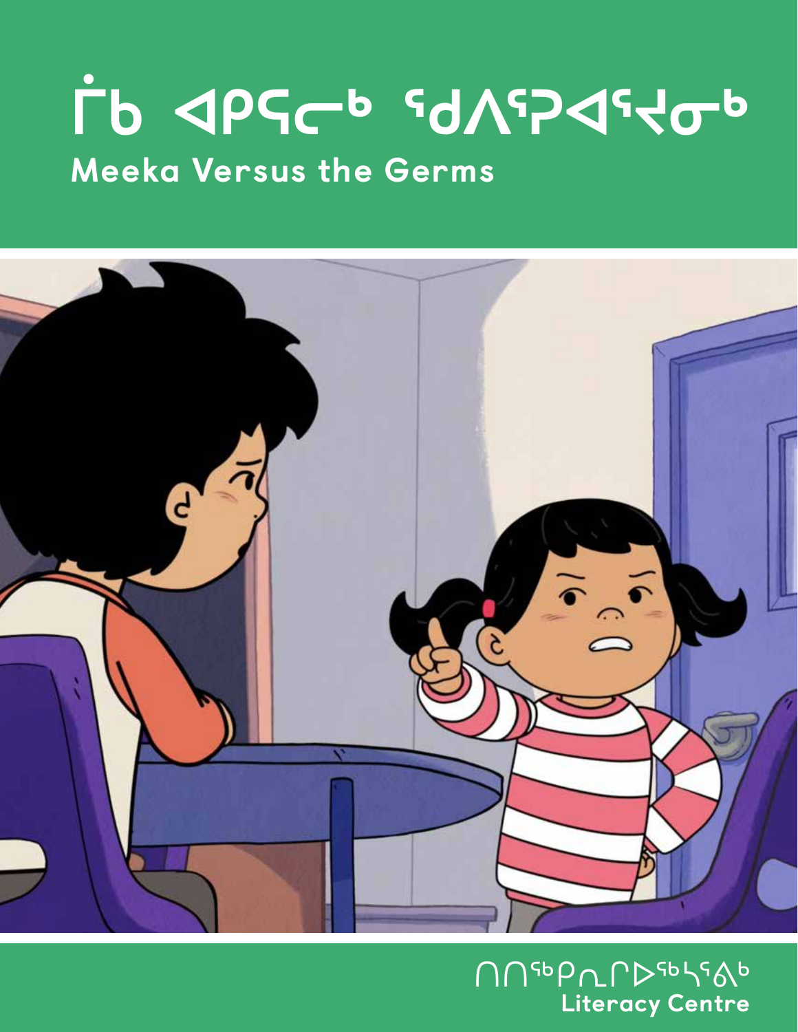# ᒦᑲ ᐊᑭᕋᓛᒃ ᖁᐱᕐᕈᐊᕐᔪᓂᒃ

## Meeka Versus the Germs

ᑎᑎᖅᑲᓇᒥᐅᖅᓴᕐᕖᒃ
Literacy Centre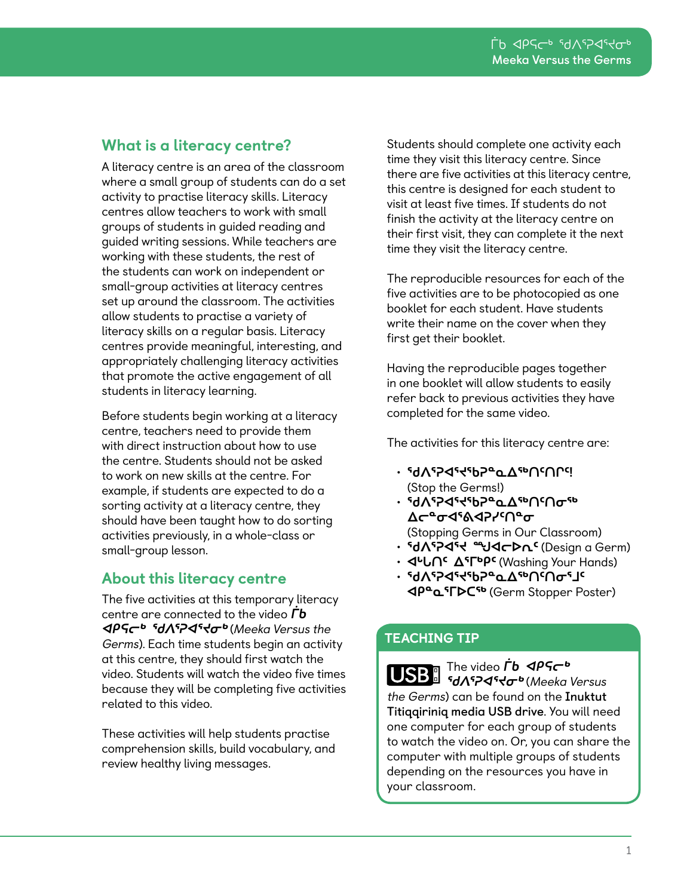## What is a literacy centre?

A literacy centre is an area of the classroom where a small group of students can do a set activity to practise literacy skills. Literacy centres allow teachers to work with small groups of students in guided reading and guided writing sessions. While teachers are working with these students, the rest of the students can work on independent or small-group activities at literacy centres set up around the classroom. The activities allow students to practise a variety of literacy skills on a regular basis. Literacy centres provide meaningful, interesting, and appropriately challenging literacy activities that promote the active engagement of all students in literacy learning.

Before students begin working at a literacy centre, teachers need to provide them with direct instruction about how to use the centre. Students should not be asked to work on new skills at the centre. For example, if students are expected to do a sorting activity at a literacy centre, they should have been taught how to do sorting activities previously, in a whole-class or small-group lesson.

## About this literacy centre

The five activities at this temporary literacy centre are connected to the video ***ᒦᑲ ᐊᑭᕋᓕᒃ ᖁᐱᕐᕈᐊᕐᔪᓂᒃ*** (*Meeka Versus the Germs*). Each time students begin an activity at this centre, they should first watch the video. Students will watch the video five times because they will be completing five activities related to this video.

These activities will help students practise comprehension skills, build vocabulary, and review healthy living messages.

Students should complete one activity each time they visit this literacy centre. Since there are five activities at this literacy centre, this centre is designed for each student to visit at least five times. If students do not finish the activity at the literacy centre on their first visit, they can complete it the next time they visit the literacy centre.

The reproducible resources for each of the five activities are to be photocopied as one booklet for each student. Have students write their name on the cover when they first get their booklet.

Having the reproducible pages together in one booklet will allow students to easily refer back to previous activities they have completed for the same video.

The activities for this literacy centre are:

- **ᖁᐱᕐᕈᐊᕐᔪᖃᕈᓇᐃᙱᑦᑎᑦᑎᓪᓗᓯ!** (Stop the Germs!)
- **ᖁᐱᕐᕈᐊᕐᔪᖃᕈᓇᐃᙱᑦᑎᑦᑎᓂᖅ ᐃᓕᓐᓂᐊᕐᕕᐊᕈᓯᑦᑎᓐᓂ** (Stopping Germs in Our Classroom)
- **ᖁᐱᕐᕈᐊᕐᔪ ᖑᓗᐊᓕᐅᕆᑦ** (Design a Germ)
- **ᐊᒡᒐᑎᑦ ᐃᕐᒥᒃᑭᑦ** (Washing Your Hands)
- **ᖁᐱᕐᕈᐊᕐᔪᖃᕈᓇᐃᙱᑦᑎᑦᑎᓂᕐᒧᑦ ᐊᑭᓐᓇᕐᒥᐅᑕᖅ** (Germ Stopper Poster)

### TEACHING TIP

The video ***ᒦᑲ ᐊᑭᕋᓕᒃ ᖁᐱᕐᕈᐊᕐᔪᓂᒃ*** (*Meeka Versus the Germs*) can be found on the **Inuktut Titiqqiriniq media USB drive**. You will need one computer for each group of students to watch the video on. Or, you can share the computer with multiple groups of students depending on the resources you have in your classroom.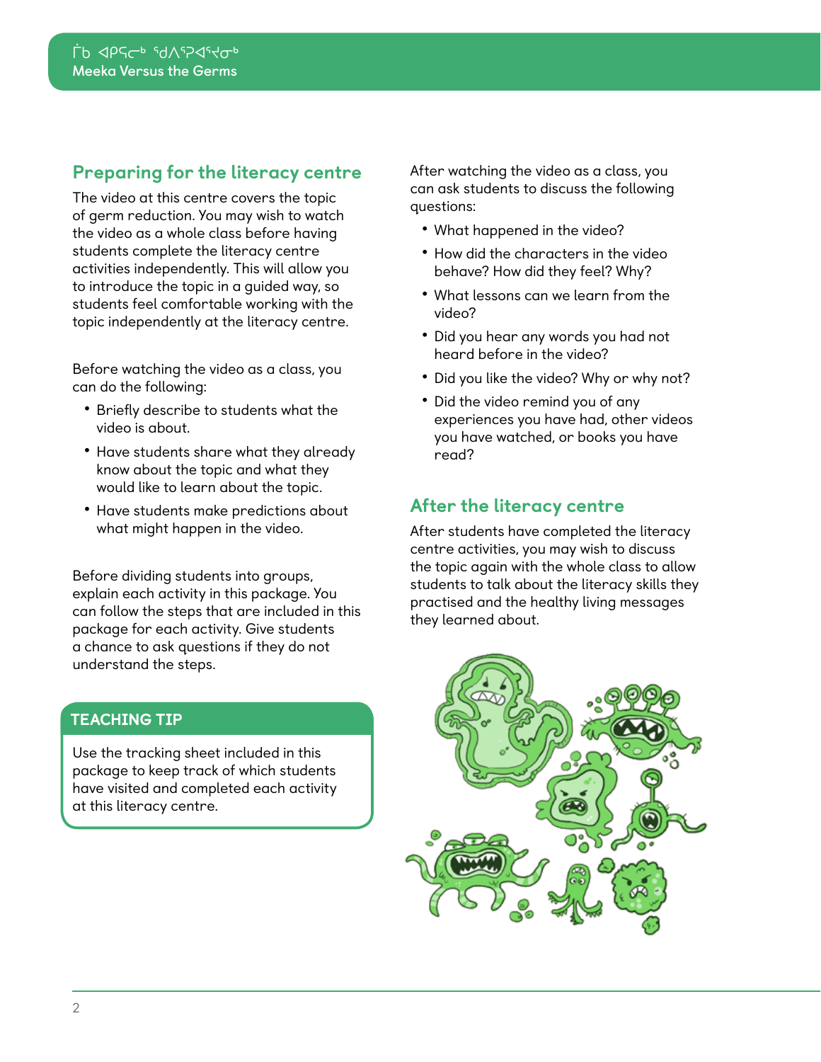## Preparing for the literacy centre

The video at this centre covers the topic of germ reduction. You may wish to watch the video as a whole class before having students complete the literacy centre activities independently. This will allow you to introduce the topic in a guided way, so students feel comfortable working with the topic independently at the literacy centre.

Before watching the video as a class, you can do the following:

- Briefly describe to students what the video is about.
- Have students share what they already know about the topic and what they would like to learn about the topic.
- Have students make predictions about what might happen in the video.

Before dividing students into groups, explain each activity in this package. You can follow the steps that are included in this package for each activity. Give students a chance to ask questions if they do not understand the steps.

### TEACHING TIP

Use the tracking sheet included in this package to keep track of which students have visited and completed each activity at this literacy centre.

After watching the video as a class, you can ask students to discuss the following questions:

- What happened in the video?
- How did the characters in the video behave? How did they feel? Why?
- What lessons can we learn from the video?
- Did you hear any words you had not heard before in the video?
- Did you like the video? Why or why not?
- Did the video remind you of any experiences you have had, other videos you have watched, or books you have read?

## After the literacy centre

After students have completed the literacy centre activities, you may wish to discuss the topic again with the whole class to allow students to talk about the literacy skills they practised and the healthy living messages they learned about.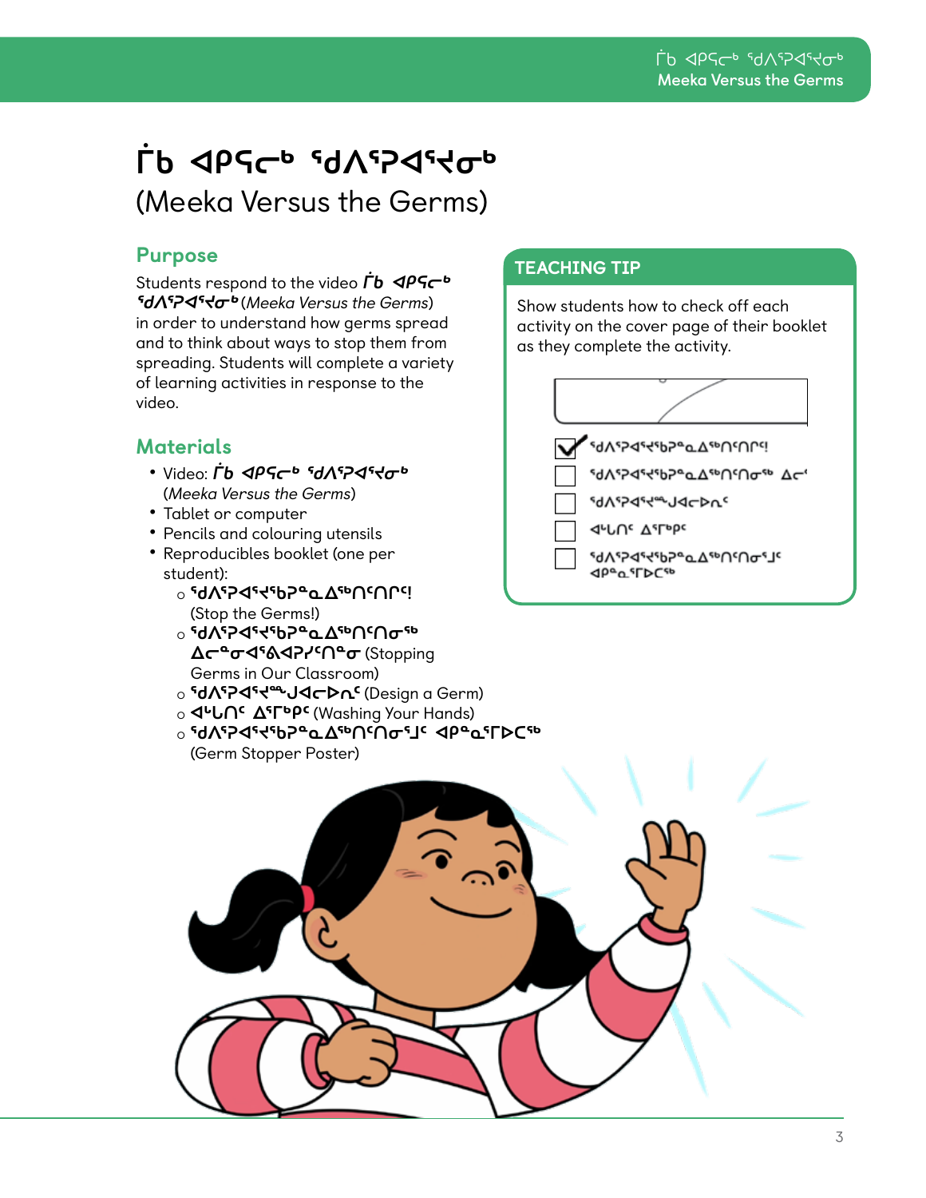# ᒦᑲ ᐊᑭᕋᓕᒃ ᖁᐱᕐᕈᐊᕐᔪᓂᒃ
(Meeka Versus the Germs)

## Purpose

Students respond to the video ***ᒦᑲ ᐊᑭᕋᓕᒃ ᖁᐱᕐᕈᐊᕐᔪᓂᒃ*** (*Meeka Versus the Germs*) in order to understand how germs spread and to think about ways to stop them from spreading. Students will complete a variety of learning activities in response to the video.

## Materials

- Video: ***ᒦᑲ ᐊᑭᕋᓕᒃ ᖁᐱᕐᕈᐊᕐᔪᓂᒃ*** (*Meeka Versus the Germs*)
- Tablet or computer
- Pencils and colouring utensils
- Reproducibles booklet (one per student):
  - **ᖁᐱᕐᕈᐊᕐᔪᖃᕈᓐᓇᐃᖅᑎᑦᑎᒋᑦ!** (Stop the Germs!)
  - **ᖁᐱᕐᕈᐊᕐᔪᖃᕈᓐᓇᐃᖅᑎᑦᑎᓂᖅ ᐃᓚᓐᓂᐊᕐᕕᐊᕈᓯᑦᑎᓐᓂ** (Stopping Germs in Our Classroom)
  - **ᖁᐱᕐᕈᐊᕐᔫᑉ ᔪᐊᓕᐅᕆᑦ** (Design a Germ)
  - **ᐊᒻᒪᑎᑦ ᐃᕐᒥᒃᑭᑦ** (Washing Your Hands)
  - **ᖁᐱᕐᕈᐊᕐᔪᖃᕈᓐᓇᐃᖅᑎᑦᑎᓂᕐᒧᑦ ᐊᑭᓐᓇᕐᒥᐅᑕᖅ** (Germ Stopper Poster)

## TEACHING TIP

Show students how to check off each activity on the cover page of their booklet as they complete the activity.

- [x] ᖁᐱᕐᕈᐊᕐᔪᖃᕈᓐᓇᐃᖅᑎᑦᑎᒋᑦ!
- [ ] ᖁᐱᕐᕈᐊᕐᔪᖃᕈᓐᓇᐃᖅᑎᑦᑎᓂᖅ ᐃᓚᑦ
- [ ] ᖁᐱᕐᕈᐊᕐᔫᑉ ᔪᐊᓕᐅᕆᑦ
- [ ] ᐊᒻᒪᑎᑦ ᐃᕐᒥᒃᑭᑦ
- [ ] ᖁᐱᕐᕈᐊᕐᔪᖃᕈᓐᓇᐃᖅᑎᑦᑎᓂᕐᒧᑦ ᐊᑭᓐᓇᕐᒥᐅᑕᖅ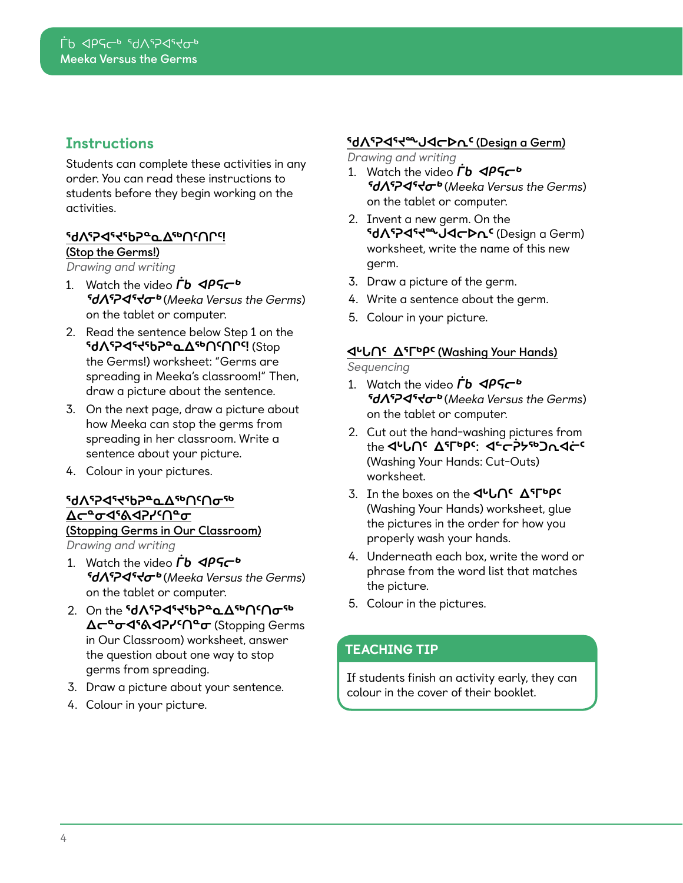## Instructions

Students can complete these activities in any order. You can read these instructions to students before they begin working on the activities.

### ᖁᐱᕐᕈᐊᕐᔪᑲᐳᓇᐃᖅᑎᑦᑎᒋᑦ! (Stop the Germs!)

*Drawing and writing*

1. Watch the video ***ᒦᑲ ᐊᑭᕋᓕᒃ ᖁᐱᕐᕈᐊᕐᔪᓂᒃ*** (*Meeka Versus the Germs*) on the tablet or computer.
2. Read the sentence below Step 1 on the **ᖁᐱᕐᕈᐊᕐᔪᑲᐳᓇᐃᖅᑎᑦᑎᒋᑦ!** (Stop the Germs!) worksheet: "Germs are spreading in Meeka's classroom!" Then, draw a picture about the sentence.
3. On the next page, draw a picture about how Meeka can stop the germs from spreading in her classroom. Write a sentence about your picture.
4. Colour in your pictures.

### ᖁᐱᕐᕈᐊᕐᔪᑲᐳᓇᐃᖅᑎᑦᑎᓂᖅ ᐃᓕᓐᓂᐊᕐᕕᐊᐳᔪᑦᑎᓐᓂ (Stopping Germs in Our Classroom)

*Drawing and writing*

1. Watch the video ***ᒦᑲ ᐊᑭᕋᓕᒃ ᖁᐱᕐᕈᐊᕐᔪᓂᒃ*** (*Meeka Versus the Germs*) on the tablet or computer.
2. On the **ᖁᐱᕐᕈᐊᕐᔪᑲᐳᓇᐃᖅᑎᑦᑎᓂᖅ ᐃᓕᓐᓂᐊᕐᕕᐊᐳᔪᑦᑎᓐᓂ** (Stopping Germs in Our Classroom) worksheet, answer the question about one way to stop germs from spreading.
3. Draw a picture about your sentence.
4. Colour in your picture.

### ᖁᐱᕐᕈᐊᕐᔫᖑᐊᓕᐅᕆᑦ (Design a Germ)

*Drawing and writing*

1. Watch the video ***ᒦᑲ ᐊᑭᕋᓕᒃ ᖁᐱᕐᕈᐊᕐᔪᓂᒃ*** (*Meeka Versus the Germs*) on the tablet or computer.
2. Invent a new germ. On the **ᖁᐱᕐᕈᐊᕐᔫᖑᐊᓕᐅᕆᑦ** (Design a Germ) worksheet, write the name of this new germ.
3. Draw a picture of the germ.
4. Write a sentence about the germ.
5. Colour in your picture.

### ᐊᒻᒪᑎᑦ ᐃᕐᒥᒃᑭᑦ (Washing Your Hands)

*Sequencing*

1. Watch the video ***ᒦᑲ ᐊᑭᕋᓕᒃ ᖁᐱᕐᕈᐊᕐᔪᓂᒃ*** (*Meeka Versus the Germs*) on the tablet or computer.
2. Cut out the hand-washing pictures from the **ᐊᒻᒪᑎᑦ ᐃᕐᒥᒃᑭᑦ: ᐊᑦᑕᕉᔮᖅᑐᑎᐊᓛᑦ** (Washing Your Hands: Cut-Outs) worksheet.
3. In the boxes on the **ᐊᒻᒪᑎᑦ ᐃᕐᒥᒃᑭᑦ** (Washing Your Hands) worksheet, glue the pictures in the order for how you properly wash your hands.
4. Underneath each box, write the word or phrase from the word list that matches the picture.
5. Colour in the pictures.

**TEACHING TIP**

If students finish an activity early, they can colour in the cover of their booklet.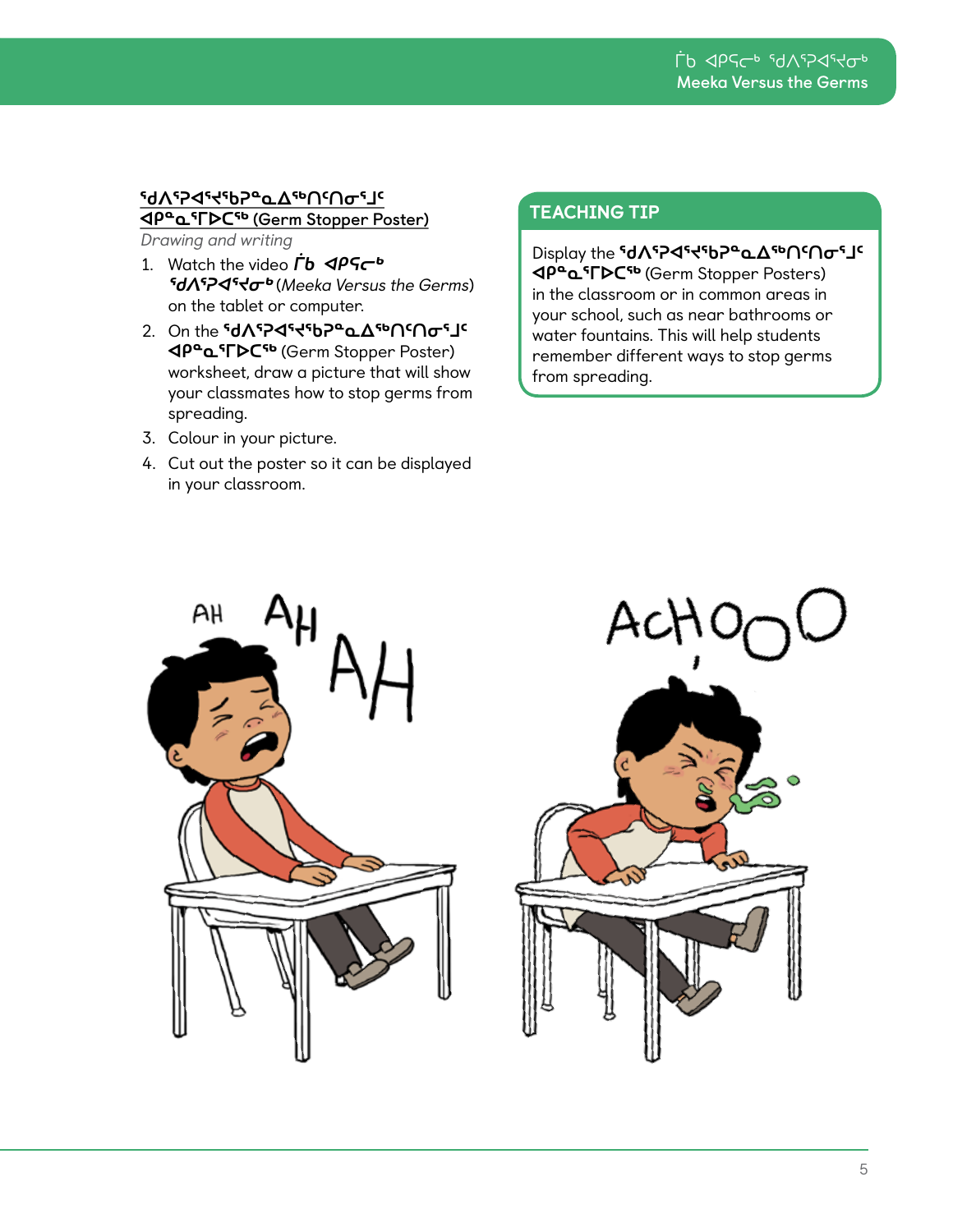**ᖁᐱᕐᕈᐊᕐᔪᑲᕈᓇᐃᖅᑎᑦᑎᓂᕐᒧᑦ ᐊᑭᓈᕐᒥᐅᑕᖅ (Germ Stopper Poster)**

*Drawing and writing*

1. Watch the video ***ᒦᑲ ᐊᑭᕋᓚᒃ ᖁᐱᕐᕈᐊᕐᔪᓂᒃ*** (*Meeka Versus the Germs*) on the tablet or computer.
2. On the **ᖁᐱᕐᕈᐊᕐᔪᑲᕈᓇᐃᖅᑎᑦᑎᓂᕐᒧᑦ ᐊᑭᓈᕐᒥᐅᑕᖅ** (Germ Stopper Poster) worksheet, draw a picture that will show your classmates how to stop germs from spreading.
3. Colour in your picture.
4. Cut out the poster so it can be displayed in your classroom.

## TEACHING TIP

Display the **ᖁᐱᕐᕈᐊᕐᔪᑲᕈᓇᐃᖅᑎᑦᑎᓂᕐᒧᑦ ᐊᑭᓈᕐᒥᐅᑕᖅ** (Germ Stopper Posters) in the classroom or in common areas in your school, such as near bathrooms or water fountains. This will help students remember different ways to stop germs from spreading.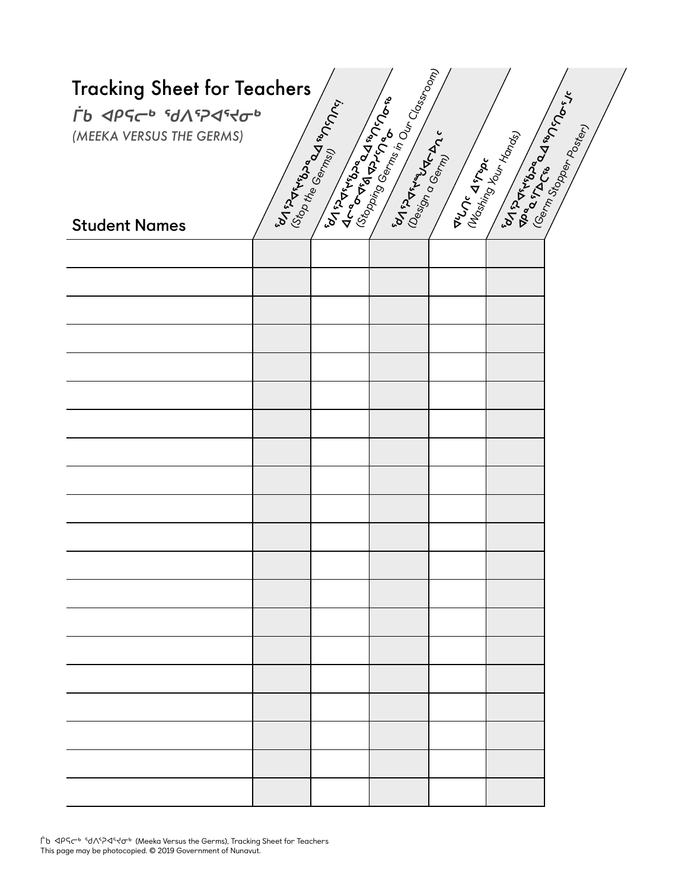# Tracking Sheet for Teachers

*ᒦᑳ ᐊᑭᕋᓚᒃ ᖁᐱᕆᐊᕐᔪᓂᒃ*

*(MEEKA VERSUS THE GERMS)*

| Student Names | ᖁᐱᕆᐊᕐᔪᒃᐳᓐᓇᐃᖅᑎᑦᑎᓚᓯ (Stop the Germs!) | ᖁᐱᕆᐊᕐᔪᒃᐳᓐᓇᐃᖅᑎᑦᑎᓂᖅ ᐃᓚᓐᓂᐊᕐᕕᒃᐳᑦᑎᓐᓂ (Stopping Germs in Our Classroom) | ᖁᐱᕆᐊᕐᔪᙳᐊᓕᐅᕐᓂᖅ (Design a Germ) | ᐊᒡᒐᑎᑦ ᐃᕐᒥᒃᐸᑦ (Washing Your Hands) | ᖁᐱᕆᐊᕐᔪᒃᐳᓐᓇᐃᖅᑎᑦᑎᓂᕐᒧᑦ ᐊᑭᓇᕐᒥᐅᑕᖅ (Germ Stopper Poster) |
|---|---|---|---|---|---|
| | | | | | |
| | | | | | |
| | | | | | |
| | | | | | |
| | | | | | |
| | | | | | |
| | | | | | |
| | | | | | |
| | | | | | |
| | | | | | |
| | | | | | |
| | | | | | |
| | | | | | |
| | | | | | |
| | | | | | |
| | | | | | |
| | | | | | |
| | | | | | |
| | | | | | |
| | | | | | |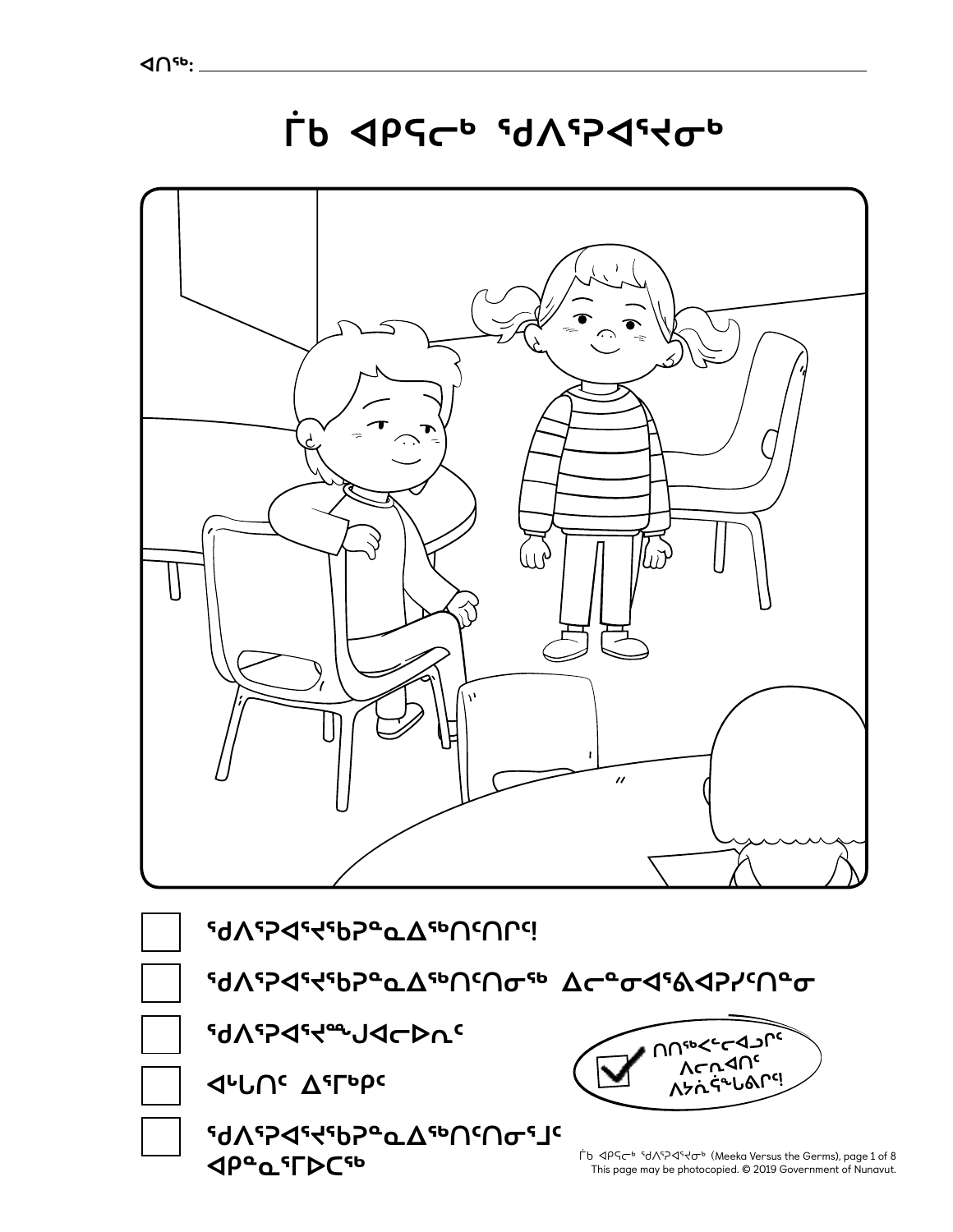ᐊᑎᖅ:

# ᒦᑲ ᐊᑭᕋᓚᒃ ᖁᐱᕐᕈᐊᕐᔪᓂᒃ

- [ ] ᖁᐱᕐᕈᐊᕐᔪᖅᑲᐳᓐᓇᐃᖅᑎᑦᑎᒋᑦ!
- [ ] ᖁᐱᕐᕈᐊᕐᔪᖅᑲᐳᓐᓇᐃᖅᑎᑦᑎᓂᖅ ᐃᓚᓐᓂᐊᕐᕕᐊᕈᓯᑎᓐᓂ
- [ ] ᖁᐱᕐᕈᐊᕐᔪᙳᐊᓕᐅᕆᑦ
- [ ] ᐊᒡᒐᑎᑦ ᐃᕐᒥᒃᑭᑦ
- [ ] ᖁᐱᕐᕈᐊᕐᔪᖅᑲᐳᓐᓇᐃᖅᑎᑦᑎᓂᕐᒧᑦ ᐊᑭᓐᓇᕐᒥᐅᑕᖅ

ᑎᑎᖅᐸᑦᓚᐊᓗᑎᑦ ᐱᓚᕆᐊᑦ ᐱᔪᓃᕐᓴᕙᑦᑎᑦ!

ᒦᑲ ᐊᑭᕋᓚᒃ ᖁᐱᕐᕈᐊᕐᔪᓂᒃ (Meeka Versus the Germs), page 1 of 8
This page may be photocopied. © 2019 Government of Nunavut.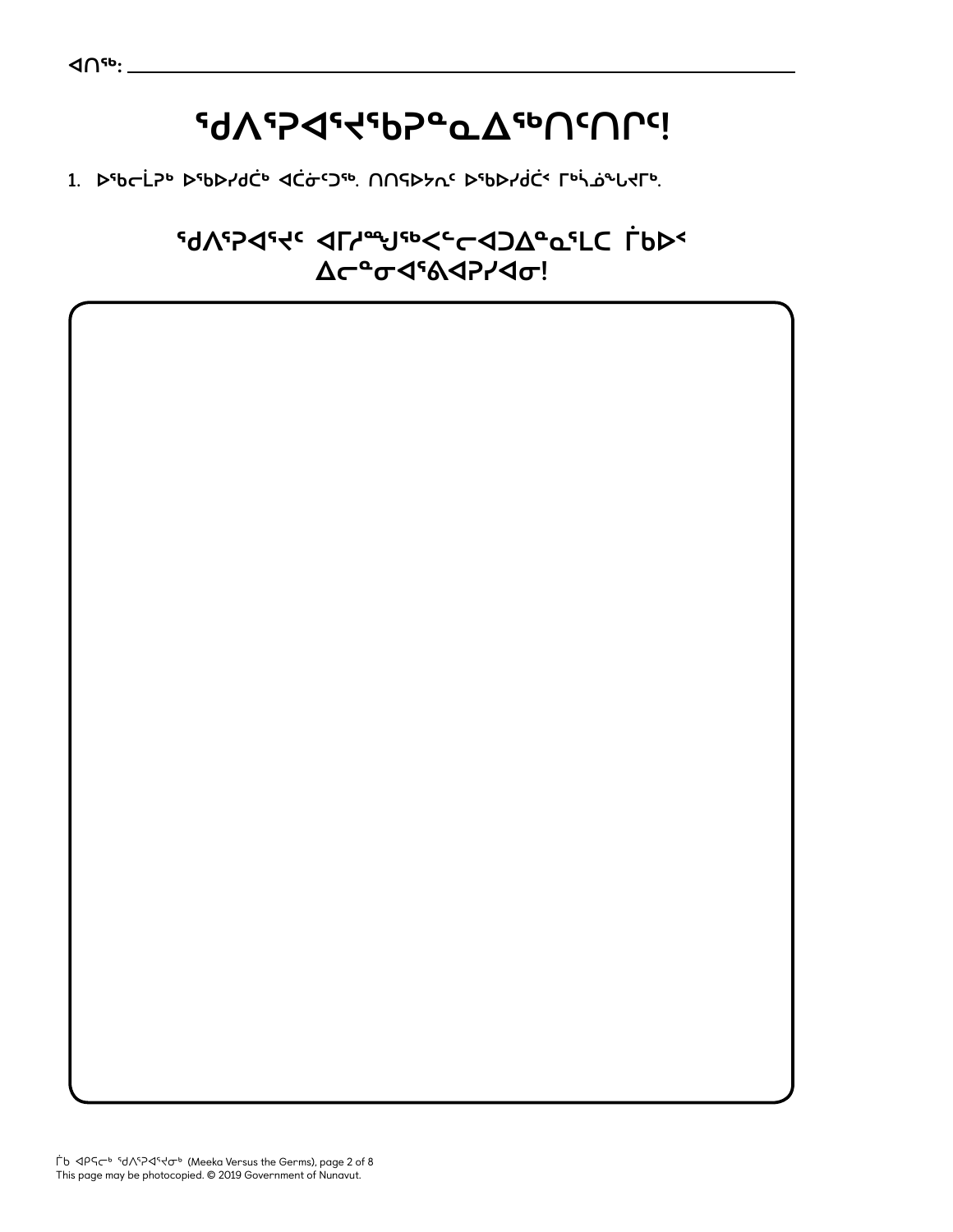ᐊᑎᖅ: ___________________________________________

# ᖁᐱᕐᕈᐊᕐᔪᖃᕈᓐᓇᐃᖅᑎᑦᑎᒋᑦ!

1. ᐅᖃᓕᒫᕈᒃ ᐅᖃᐅᓯᑰᑦ ᐊᑖᓂᑦᑐᖅ. ᑎᑎᕋᐅᔭᕆᑦ ᐅᖃᐅᓯᑰᑉ ᒥᒃᓵᓅᖓᔪᒥᒃ.

## ᖁᐱᕐᕈᐊᕐᔪᑦ ᐊᒥᓱᙳᖅᐸᖕᓕᐊᑐᐃᓐᓇᕐᒪᑕ ᒦᑲᐅᑉ ᐃᓕᓐᓂᐊᕐᕕᐊᕈᓯᐊᓂ!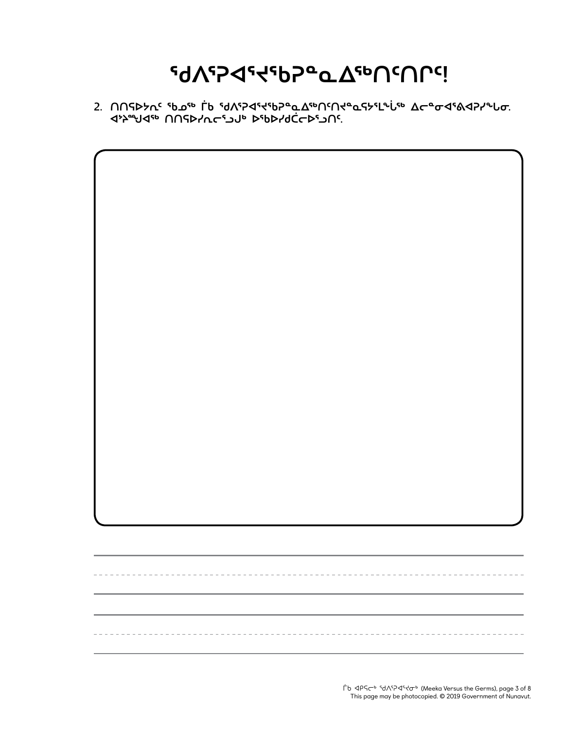# ᖁᐱᕐᕈᐊᕐᔪᒃᑯᓐᓇᐃᖅᑎᑦᑎᒋᑦ!

2. ᑎᑎᕋᐅᔭᕆᑦ ᖃᓄᖅ ᒦᑲ ᖁᐱᕐᕈᐊᕐᔪᒃᑯᓐᓇᐃᖅᑎᑦᑎᔪᓐᓇᕋᔭᕐᒪᖔᖅ ᐃᓕᓐᓂᐊᕐᕕᐊᕈᓯᖓᓂ. ᐊᔾᔨᒐᖅ ᑎᑎᕋᐅᓯᕆᓕᕐᓗᒍ ᐅᖃᐅᓯᖃᓕᐅᕐᓗᑎᑦ.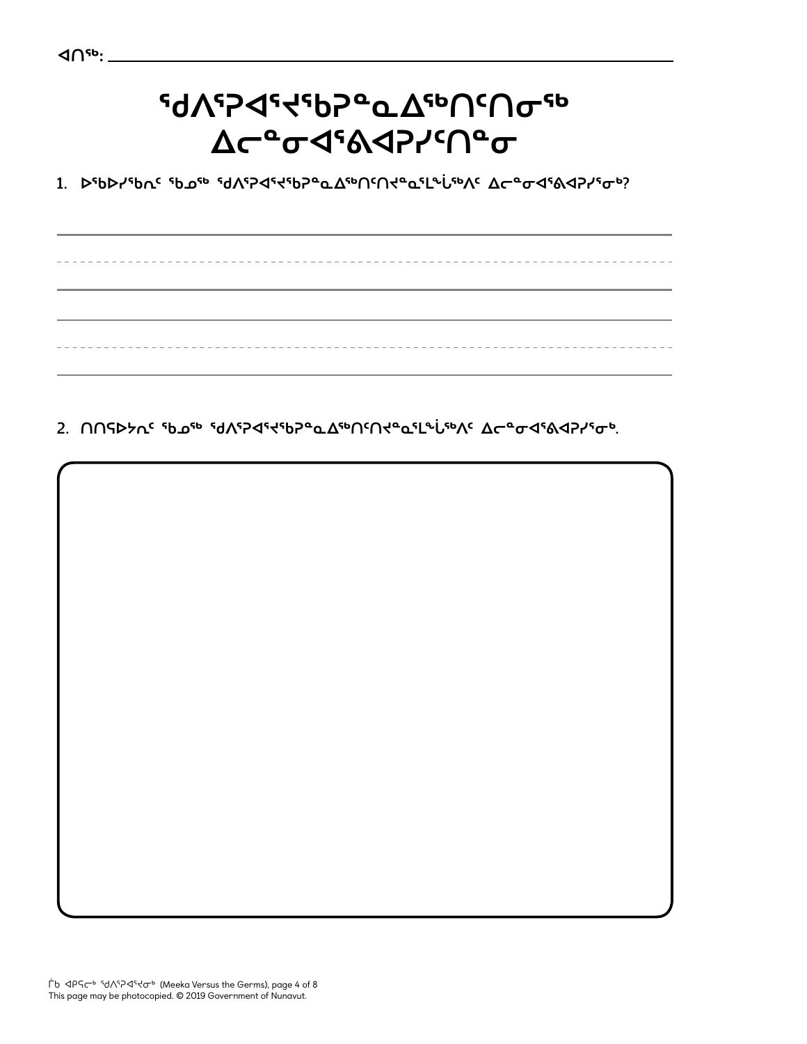ᐊᑎᖅ:

# ᖁᐱᕆᐊᕐᔪᖃᕈᓐᓇᐃᖅᑎᑦᑎᓂᖅ ᐃᓚᓐᓂᐊᕐᕕᐊᕈᓯᑦᑎᓐᓂ

1. ᐅᖃᐅᓯᖃᕆᑦ ᖃᓄᖅ ᖁᐱᕆᐊᕐᔪᖃᕈᓐᓇᐃᖅᑎᑦᑎᔪᓐᓇᕐᒪᖔᖅᐱᑦ ᐃᓚᓐᓂᐊᕐᕕᐊᕈᓯᕐᓂᒃ?

2. ᑎᑎᕋᐅᔭᕆᑦ ᖃᓄᖅ ᖁᐱᕆᐊᕐᔪᖃᕈᓐᓇᐃᖅᑎᑦᑎᔪᓐᓇᕐᒪᖔᖅᐱᑦ ᐃᓚᓐᓂᐊᕐᕕᐊᕈᓯᕐᓂᒃ.

ᒦᑲ ᐊᑭᕋᓚᒃ ᖁᐱᕆᐊᕐᔪᕐᓂᒃ (Meeka Versus the Germs), page 4 of 8
This page may be photocopied. © 2019 Government of Nunavut.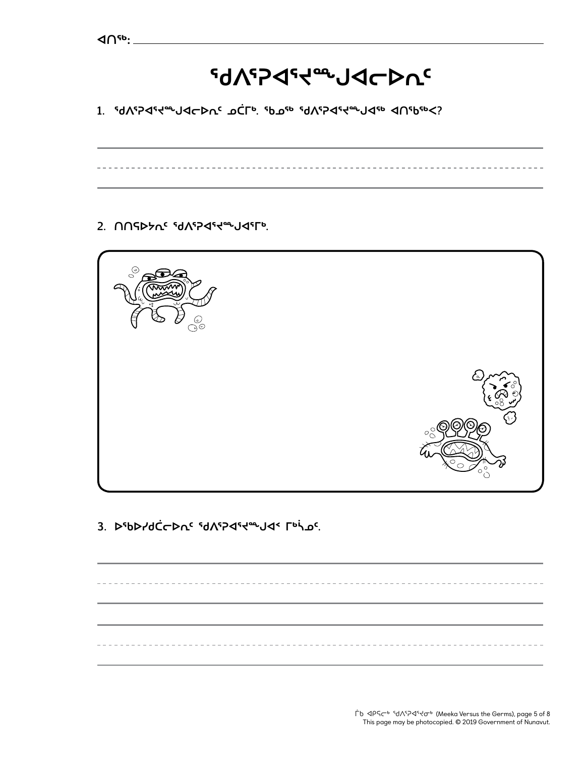ᐊᑎᖅ: ______________________________

# ᖁᐱᕐᕈᐊᕐᔪᙱᐊᓕᐅᕆᑦ

1. ᖁᐱᕐᕈᐊᕐᔪᙱᐊᓕᐅᕆᑦ ᓄᑖᒥᒃ. ᖃᓄᖅ ᖁᐱᕐᕈᐊᕐᔪᙱᐊᖅ ᐊᑎᖃᖅᐸ?

2. ᑎᑎᕋᐅᓴᕆᑦ ᖁᐱᕐᕈᐊᕐᔪᙱᐊᕐᒥᒃ.

3. ᐅᖃᐅᓯᖁᑖᓕᐅᕆᑦ ᖁᐱᕐᕈᐊᕐᔪᙱᐊᑉ ᒥᒃᓵᓄᑦ.

ᒦᑲ ᐊᑭᕋᓕᒃ ᖁᐱᕐᕈᐊᕐᔪᓂᒃ (Meeka Versus the Germs), page 5 of 8
This page may be photocopied. © 2019 Government of Nunavut.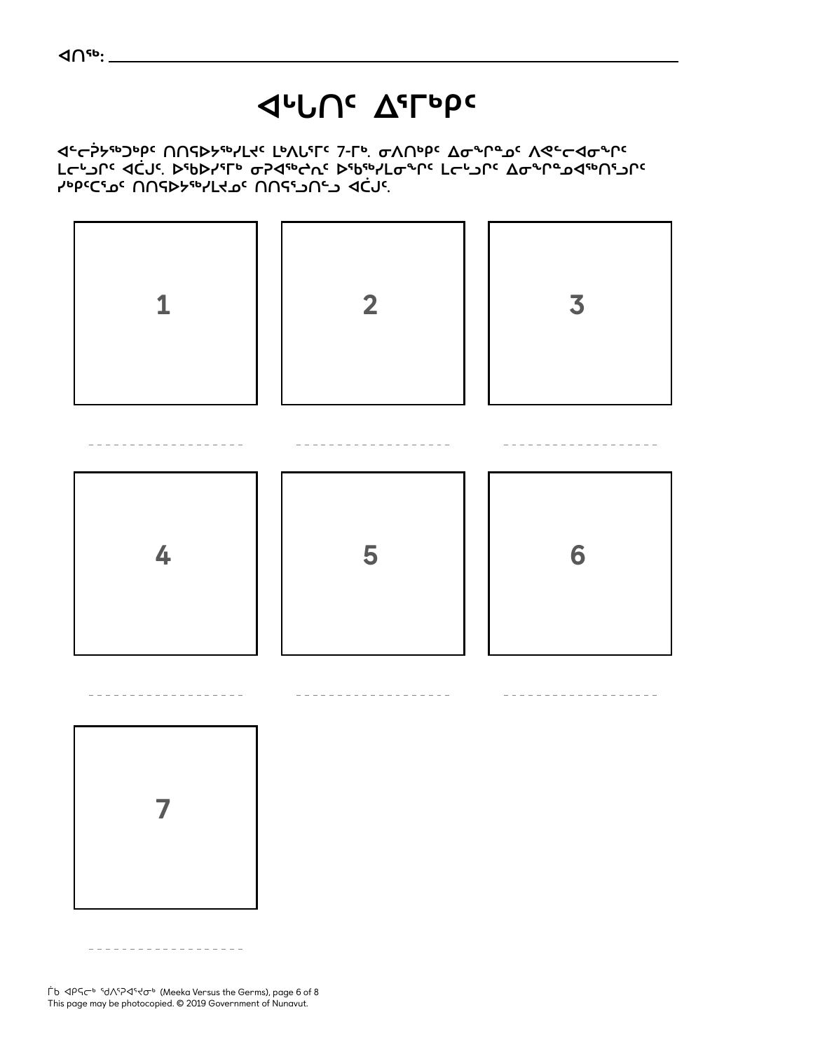ᐊᑎᖅ: ______________________________

# ᐊᒡᒐᑎᑦ ᐃᕐᒥᒃᑭᑦ

ᐊᓪᓚᐆᔭᖅᑐᒃᑭᑦ ᑎᑎᕋᐅᔭᖅᓯᒪᔪᑦ ᒪᒃᐱᕚᕐᒥᑦ 7-ᒥᒃ. ᓂᐱᑎᒃᑭᑦ ᐃᓂᖏᓐᓄᑦ ᐱᕙᓪᓕᐊᓂᖏᑦ ᒪᓕᒡᓗᒋᑦ ᐊᑖᒍᑦ. ᐅᖃᐅᓯᕐᒥᒃ ᓂᕈᐊᖅᓴᓇᑦ ᐅᖃᖅᓯᒪᓂᖏᑦ ᒪᓕᒡᓗᒋᑦ ᐃᓂᖏᓐᓄᐊᖅᑎᕐᓗᒋᑦ ᓱᒃᑭᑕᕐᓄᑦ ᑎᑎᕋᐅᔭᖅᓯᒪᔪᓄᑦ ᑎᑎᕋᕐᓗᑎᒡᓗ ᐊᑖᒍᑦ.

| | | |
|---|---|---|
| 1 | 2 | 3 |
| __________ | __________ | __________ |
| 4 | 5 | 6 |
| __________ | __________ | __________ |
| 7 | | |
| __________ | | |

ᒦᑲ ᐊᑭᕋᓕᒃ ᖁᐱᕐᕈᐊᕐᔪᓂᒃ (Meeka Versus the Germs), page 6 of 8
This page may be photocopied. © 2019 Government of Nunavut.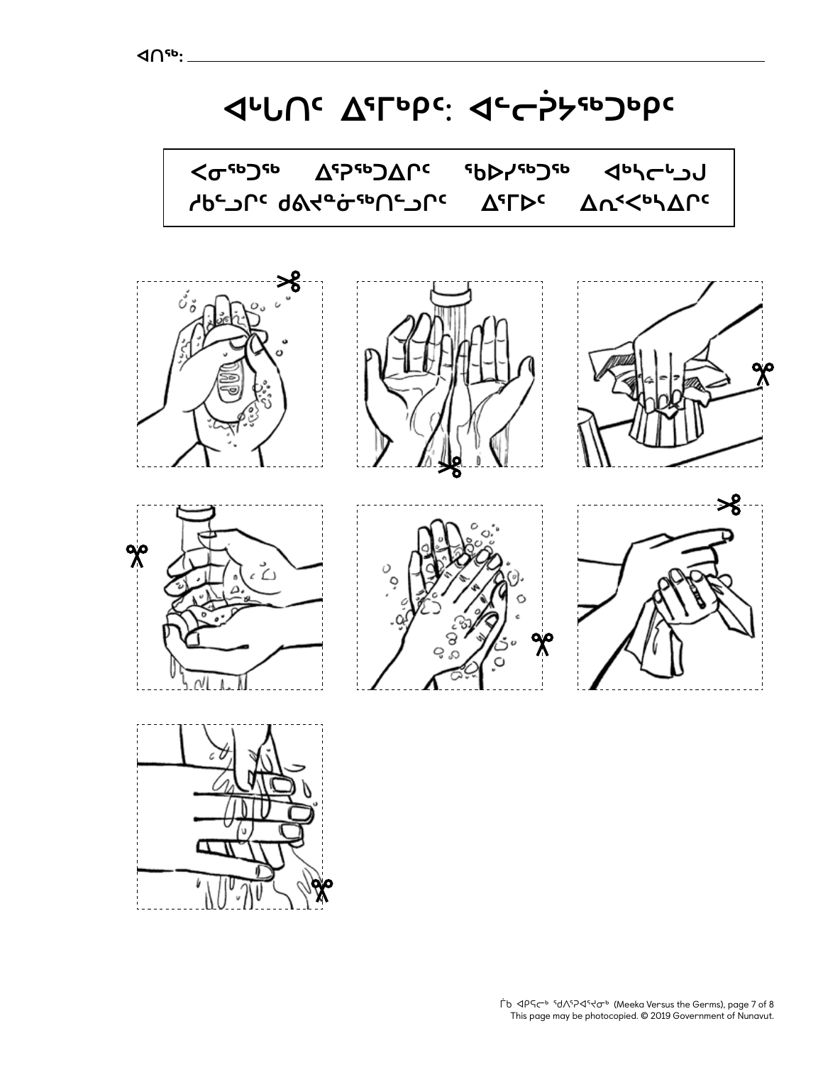ᐊᑎᖅ: ______________________________

# ᐊᒡᒐᑎᑦ ᐃᕐᒥᒃᑭᑦ: ᐊᓪᓚᕉᔾᔪᖅᑐᒃᑭᑦ

| | | | |
|---|---|---|---|
| ᐸᓂᖅᑐᖅ | ᐃᕿᖅᑐᐃᒋᑦ | ᖃᐅᓯᖅᑐᖅ | ᐊᒃᓴᓗᒡᓗᒍ |
| ᓱᑲᓪᓗᒋᑦ | ᑯᕕᔪᓐᓂᖅᑎᓪᓗᒋᑦ | ᐃᕐᒥᐅᑦ | ᐃᕆᑉᐸᒃᓴᐃᒋᑦ |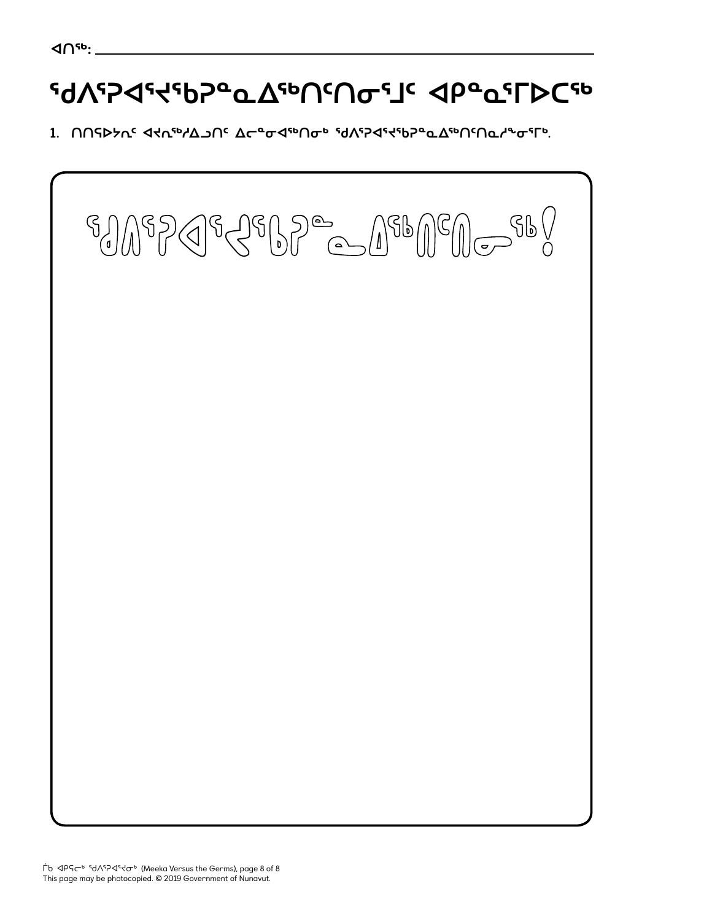ᐊᑎᖅ: ___________________________________________

# ᖁᐱᕐᕈᐊᕐᔪᖃᑑᓇᐃᖅᑎᑦᑎᓂᕐᒧᑦ ᐊᑭᓇᕐᒥᐅᑕᖅ

1. ᑎᑎᕋᐅᔭᖅ ᐊᔪᕿᖅᓯᐃᓗᑎᑦ ᐃᓕᓐᓂᐊᖅᑎᓂᒃ ᖁᐱᕐᕈᐊᕐᔪᖃᑑᓇᐃᖅᑎᑦᑎᓇᓱᙱᓂᕐᒥᒃ.

ᖁᐱᕐᕈᐊᕐᔪᖃᑑᓇᐃᖅᑎᑦᑎᓂᖅ!

ᒦᑲ ᐊᑭᕋᓕᒃ ᖁᐱᕐᕈᐊᕐᔪᓂᒃ (Meeka Versus the Germs), page 8 of 8
This page may be photocopied. © 2019 Government of Nunavut.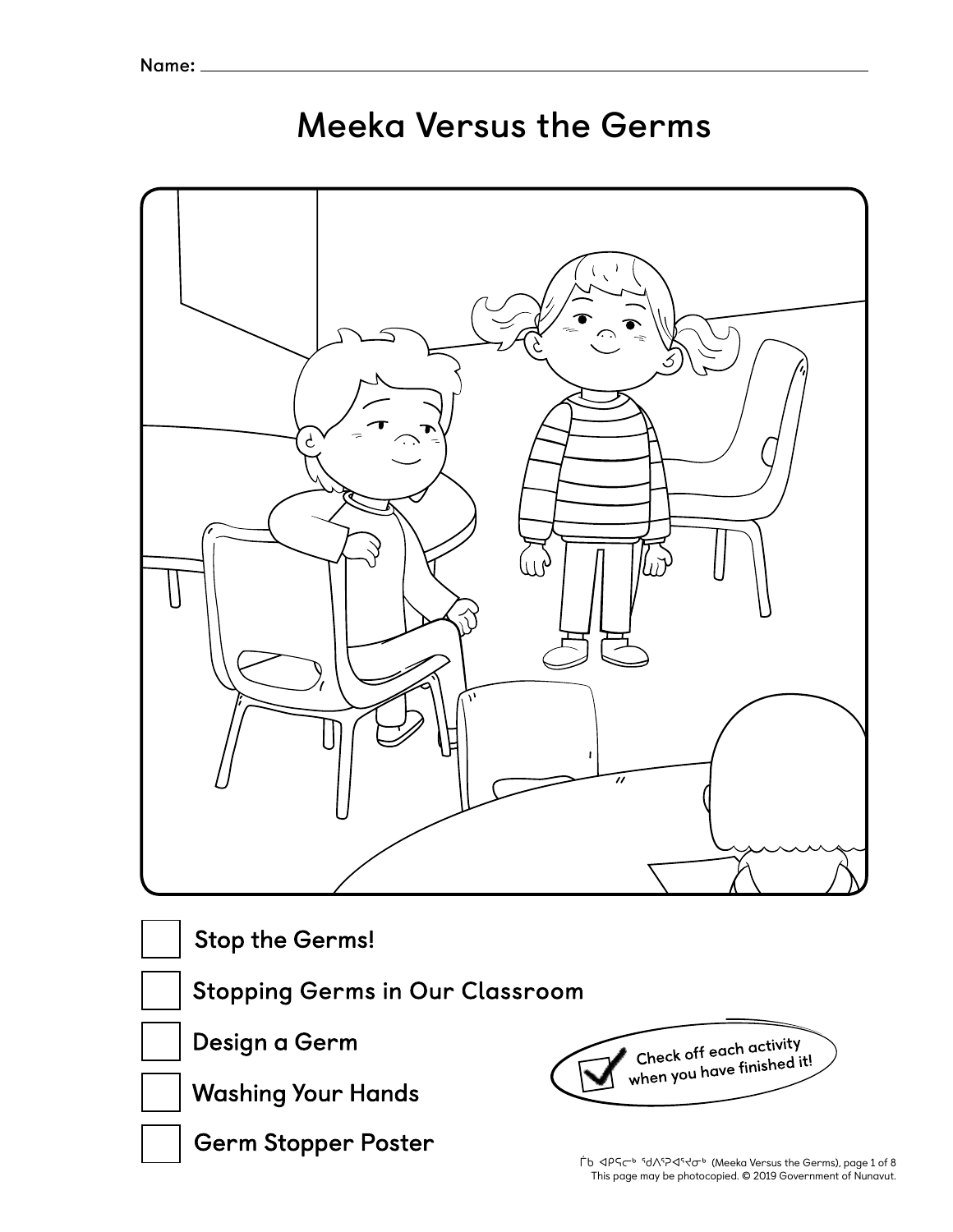Name: ______________________________

# Meeka Versus the Germs

- [ ] Stop the Germs!
- [ ] Stopping Germs in Our Classroom
- [ ] Design a Germ
- [ ] Washing Your Hands
- [ ] Germ Stopper Poster

Check off each activity when you have finished it!

This page may be photocopied. © 2019 Government of Nunavut.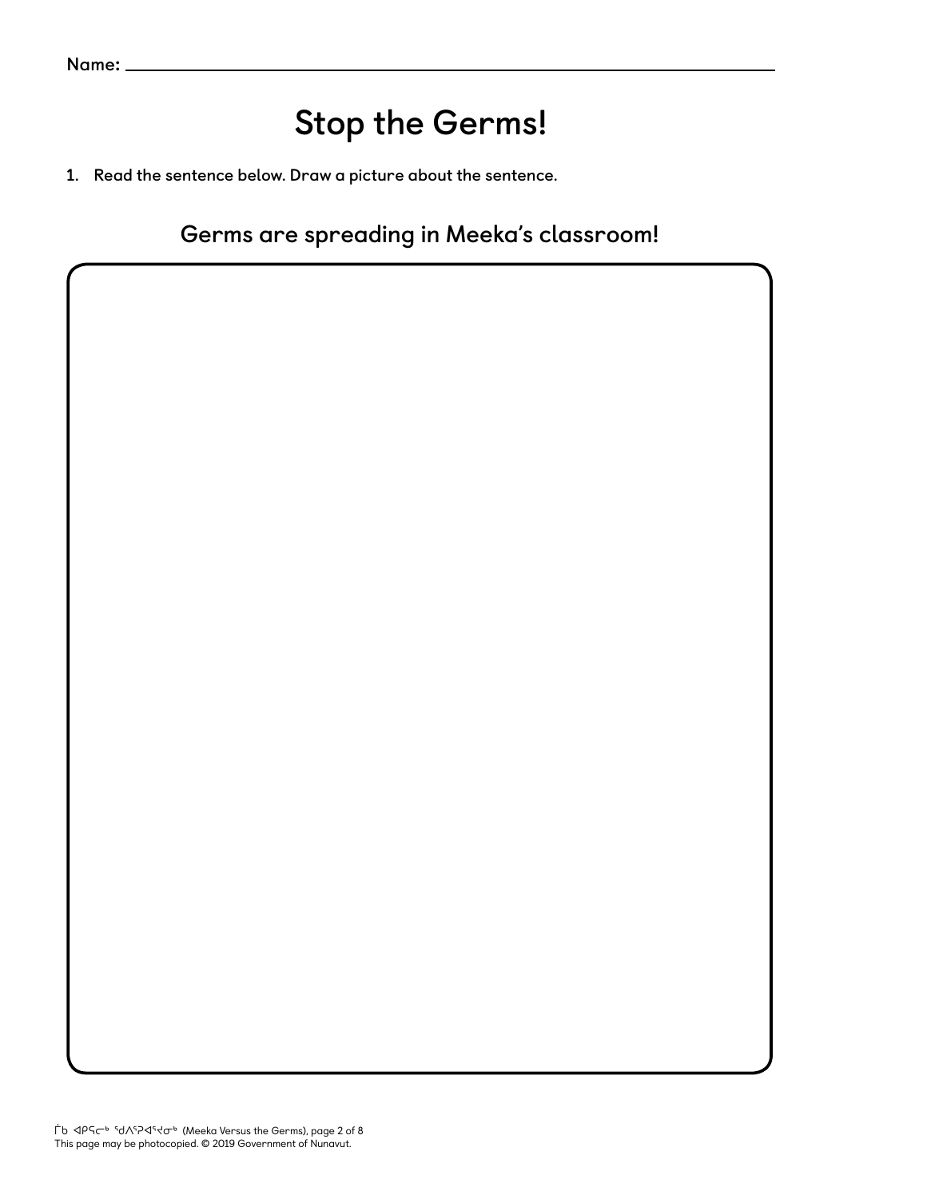Name: ______________________________

# Stop the Germs!

1. Read the sentence below. Draw a picture about the sentence.

## Germs are spreading in Meeka's classroom!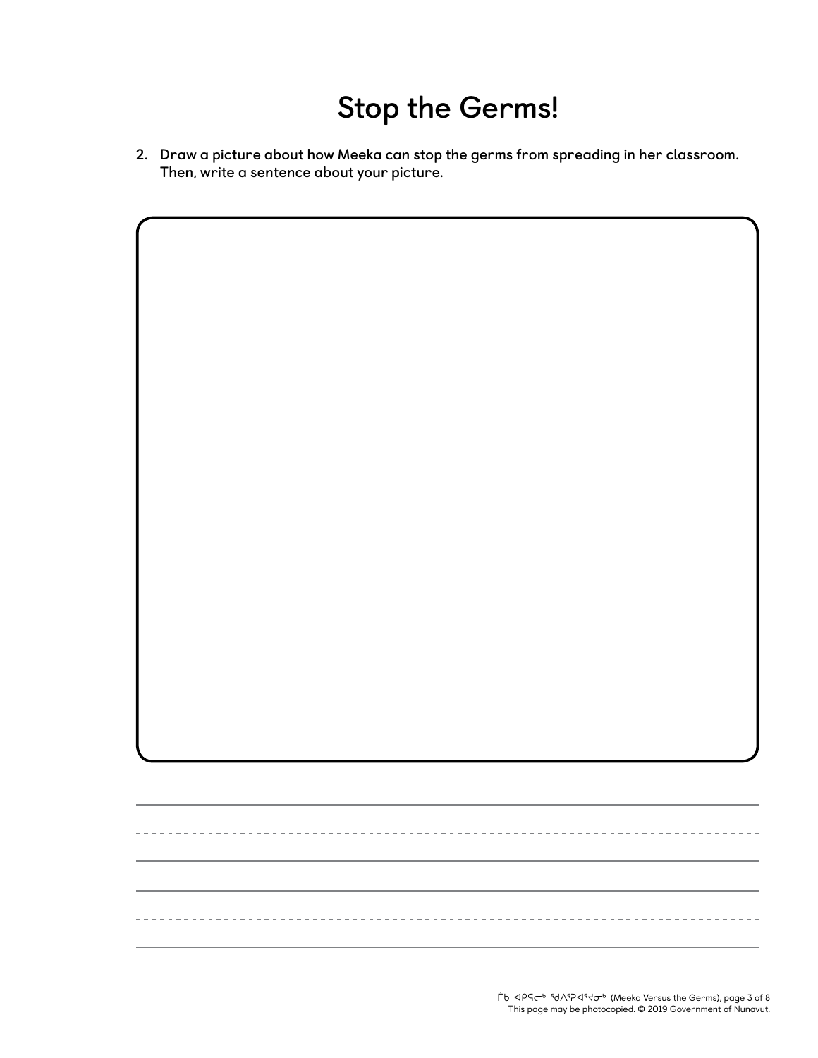# Stop the Germs!

2. Draw a picture about how Meeka can stop the germs from spreading in her classroom. Then, write a sentence about your picture.

ᒦᑲ ᐊᑭᕋᓚᒃ ᖁᐱᕐᕈᐊᕐᔪᓂᒃ (Meeka Versus the Germs), page 3 of 8
This page may be photocopied. © 2019 Government of Nunavut.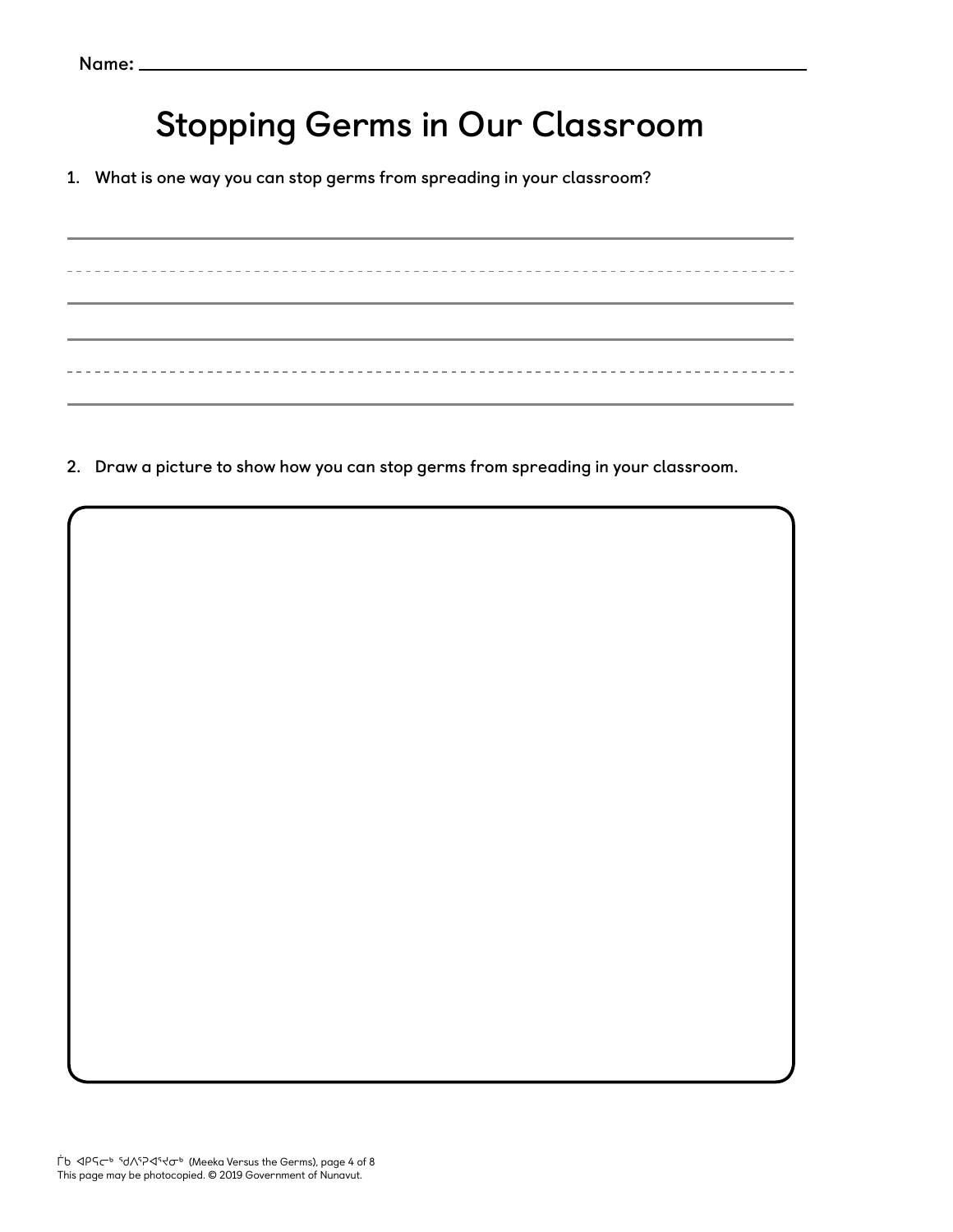Name: ______________________________

# Stopping Germs in Our Classroom

1. What is one way you can stop germs from spreading in your classroom?

2. Draw a picture to show how you can stop germs from spreading in your classroom.

ᒦᑲ ᐊᑭᕋᓕᒃ ᖁᐱᕐᕈᐊᕐᔪᓂᒃ (Meeka Versus the Germs), page 4 of 8
This page may be photocopied. © 2019 Government of Nunavut.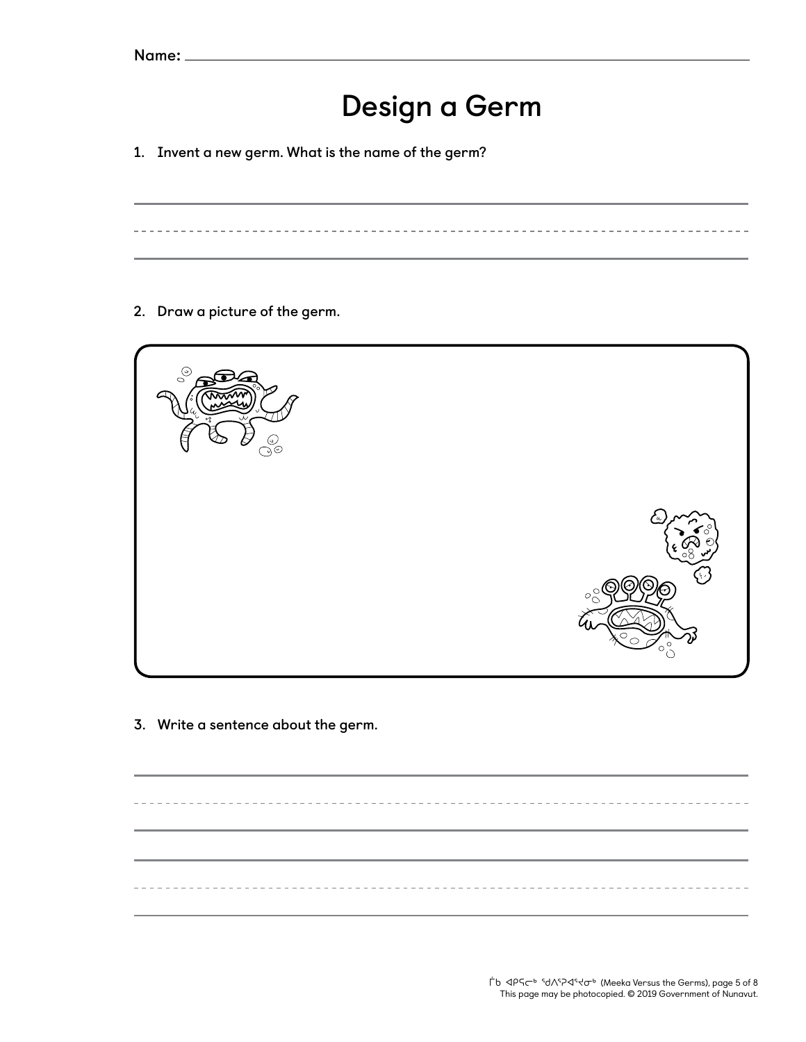Name: ______________________________

# Design a Germ

1. Invent a new germ. What is the name of the germ?

2. Draw a picture of the germ.

3. Write a sentence about the germ.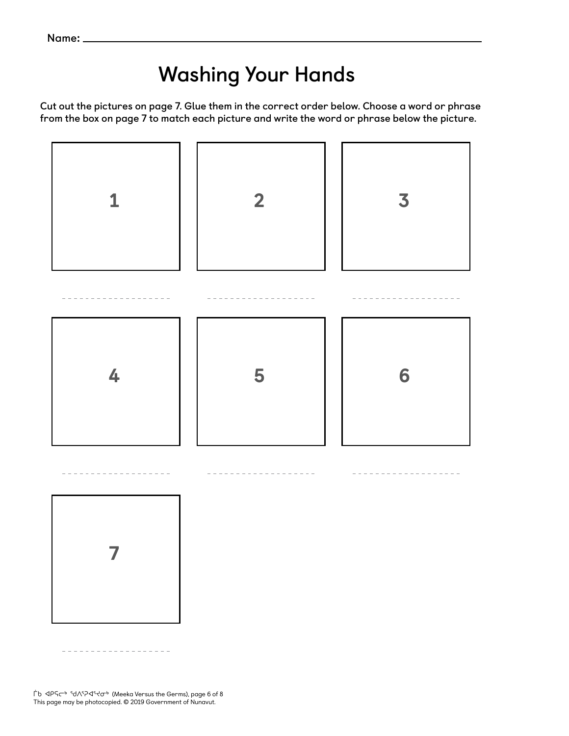Name: \_\_\_\_\_\_\_\_\_\_\_\_\_\_\_\_\_\_\_\_\_\_\_\_\_\_\_\_\_\_\_\_\_\_\_\_\_\_\_\_

# Washing Your Hands

**Cut out the pictures on page 7. Glue them in the correct order below. Choose a word or phrase from the box on page 7 to match each picture and write the word or phrase below the picture.**

| | | |
|---|---|---|
| 1 | 2 | 3 |
| \_\_\_\_\_\_\_\_\_\_\_\_\_\_\_\_\_\_\_ | \_\_\_\_\_\_\_\_\_\_\_\_\_\_\_\_\_\_\_ | \_\_\_\_\_\_\_\_\_\_\_\_\_\_\_\_\_\_\_ |
| 4 | 5 | 6 |
| \_\_\_\_\_\_\_\_\_\_\_\_\_\_\_\_\_\_\_ | \_\_\_\_\_\_\_\_\_\_\_\_\_\_\_\_\_\_\_ | \_\_\_\_\_\_\_\_\_\_\_\_\_\_\_\_\_\_\_ |
| 7 | | |
| \_\_\_\_\_\_\_\_\_\_\_\_\_\_\_\_\_\_\_ | | |

ᒦᑲ ᐊᑭᓕᓐ ᖁᐱᕐᕈᐊᕐᔪᓂᒃ (Meeka Versus the Germs), page 6 of 8
This page may be photocopied. © 2019 Government of Nunavut.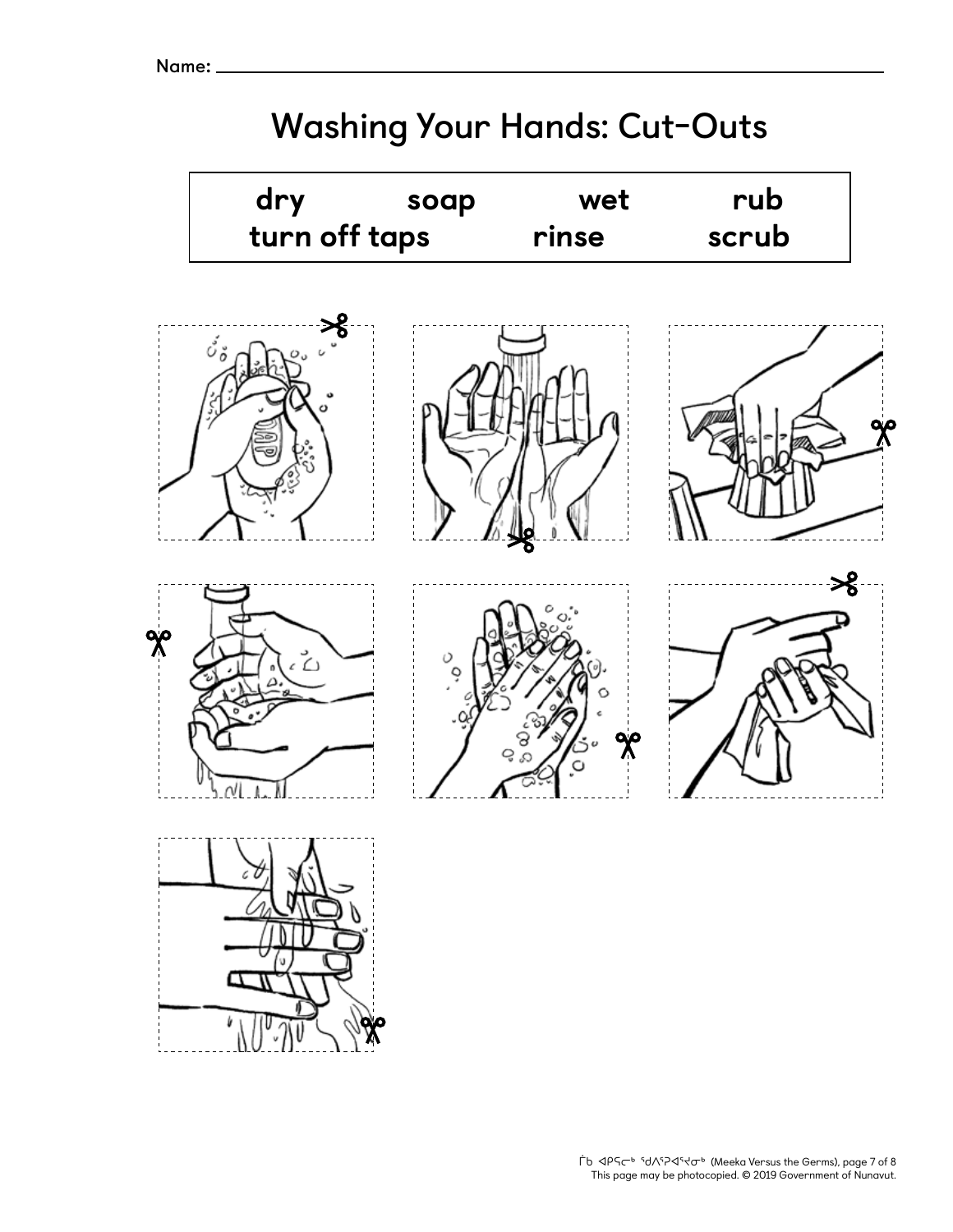Name: ___________________________________________

# Washing Your Hands: Cut-Outs

| | | | |
|---|---|---|---|
| dry | soap | wet | rub |
| turn off taps | | rinse | scrub |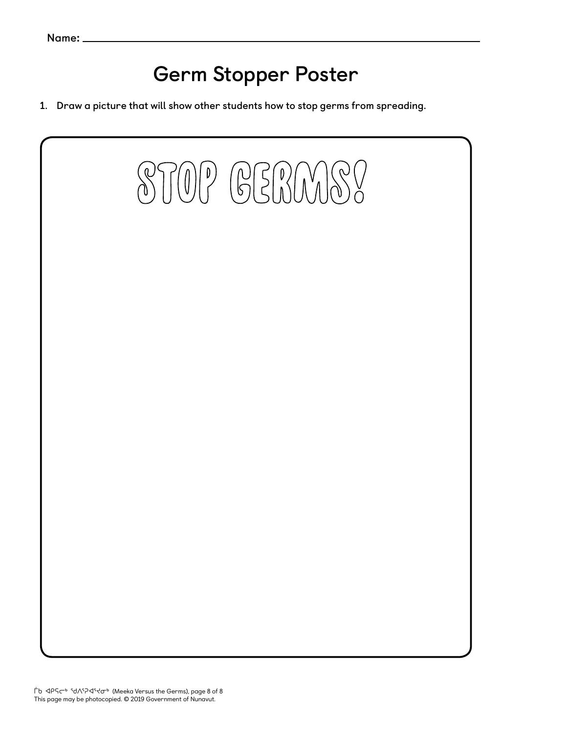Name: ____________________

# Germ Stopper Poster

1. Draw a picture that will show other students how to stop germs from spreading.

STOP GERMS!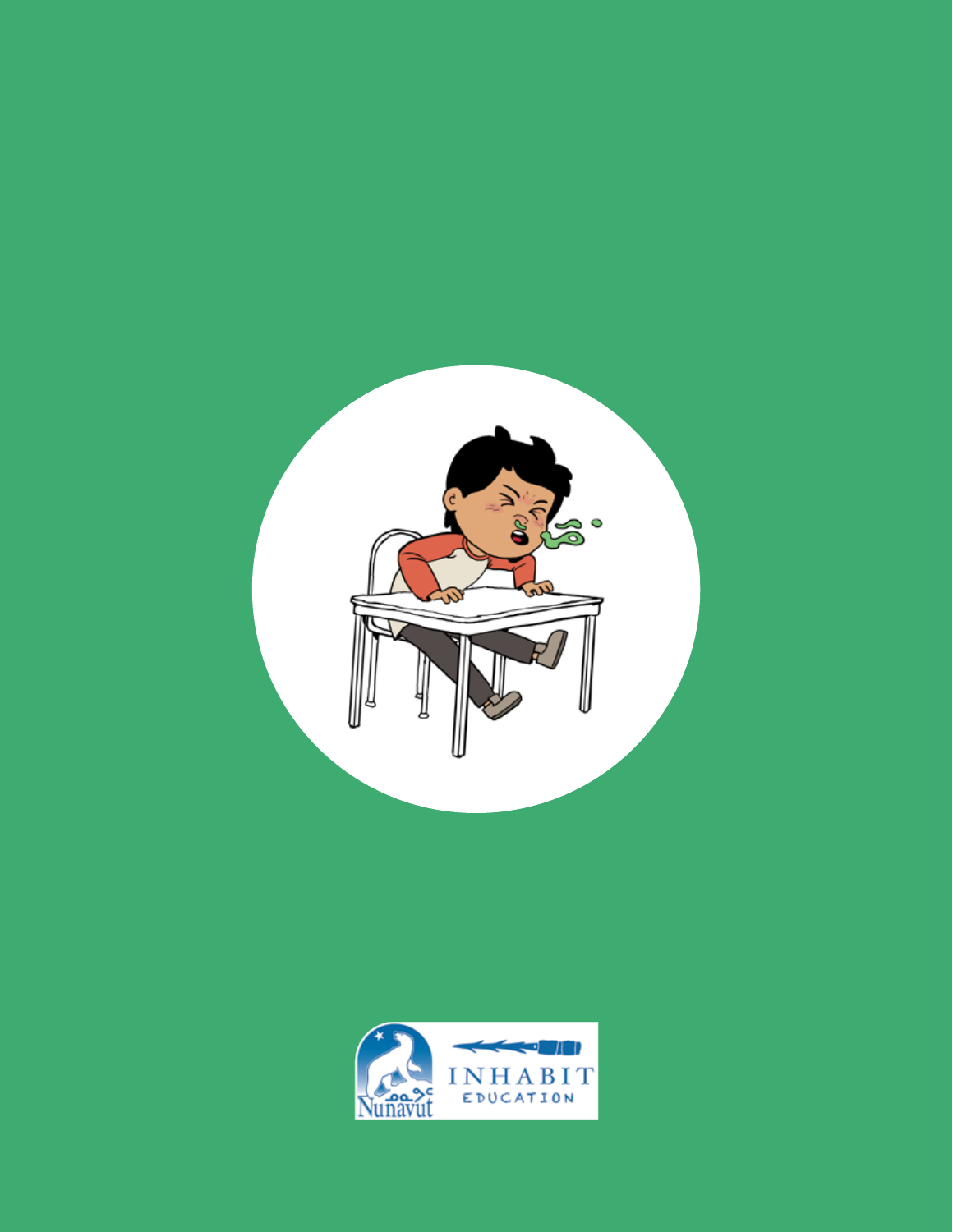Nunavut

INHABIT EDUCATION